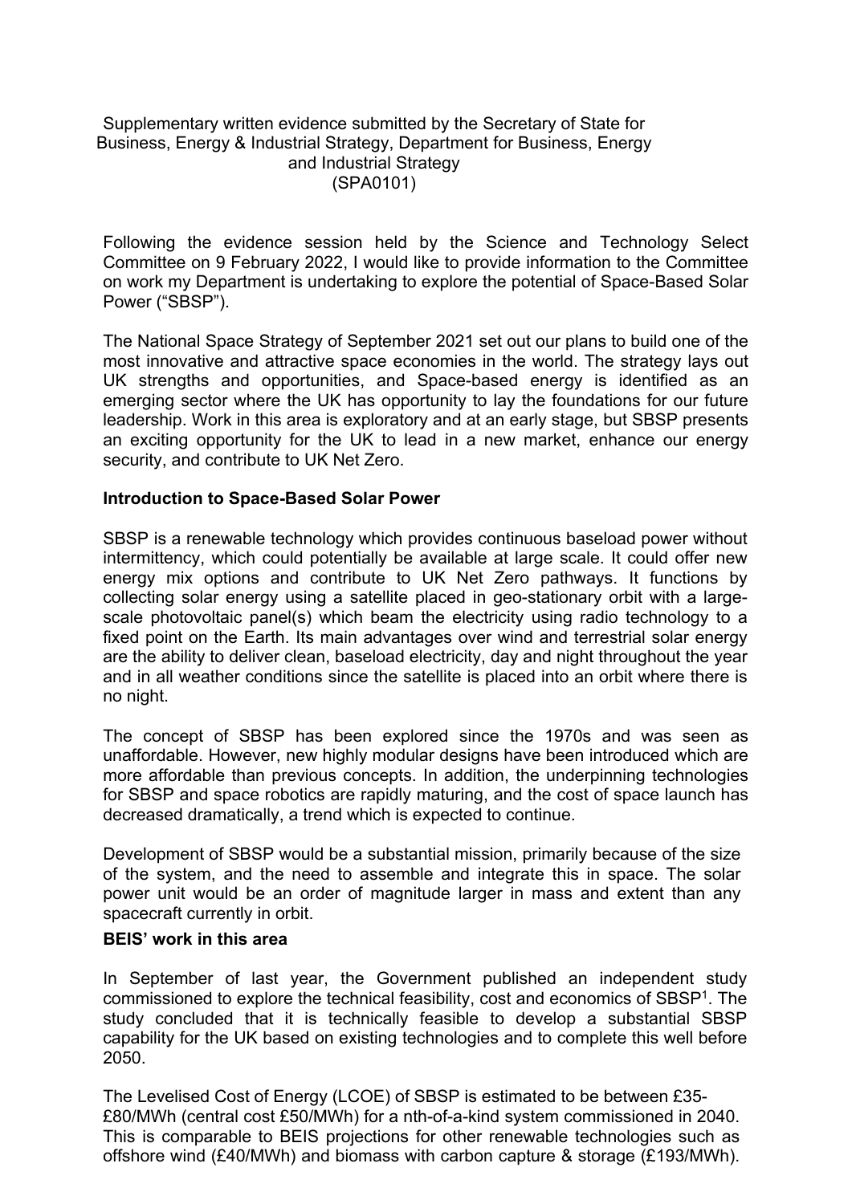Supplementary written evidence submitted by the Secretary of State for Business, Energy & Industrial Strategy, Department for Business, Energy and Industrial Strategy
(SPA0101)

Following the evidence session held by the Science and Technology Select Committee on 9 February 2022, I would like to provide information to the Committee on work my Department is undertaking to explore the potential of Space-Based Solar Power ("SBSP").

The National Space Strategy of September 2021 set out our plans to build one of the most innovative and attractive space economies in the world. The strategy lays out UK strengths and opportunities, and Space-based energy is identified as an emerging sector where the UK has opportunity to lay the foundations for our future leadership. Work in this area is exploratory and at an early stage, but SBSP presents an exciting opportunity for the UK to lead in a new market, enhance our energy security, and contribute to UK Net Zero.

**Introduction to Space-Based Solar Power**

SBSP is a renewable technology which provides continuous baseload power without intermittency, which could potentially be available at large scale. It could offer new energy mix options and contribute to UK Net Zero pathways. It functions by collecting solar energy using a satellite placed in geo-stationary orbit with a large-scale photovoltaic panel(s) which beam the electricity using radio technology to a fixed point on the Earth. Its main advantages over wind and terrestrial solar energy are the ability to deliver clean, baseload electricity, day and night throughout the year and in all weather conditions since the satellite is placed into an orbit where there is no night.

The concept of SBSP has been explored since the 1970s and was seen as unaffordable. However, new highly modular designs have been introduced which are more affordable than previous concepts. In addition, the underpinning technologies for SBSP and space robotics are rapidly maturing, and the cost of space launch has decreased dramatically, a trend which is expected to continue.

Development of SBSP would be a substantial mission, primarily because of the size of the system, and the need to assemble and integrate this in space. The solar power unit would be an order of magnitude larger in mass and extent than any spacecraft currently in orbit.

**BEIS' work in this area**

In September of last year, the Government published an independent study commissioned to explore the technical feasibility, cost and economics of SBSP[1]. The study concluded that it is technically feasible to develop a substantial SBSP capability for the UK based on existing technologies and to complete this well before 2050.

The Levelised Cost of Energy (LCOE) of SBSP is estimated to be between £35-£80/MWh (central cost £50/MWh) for a nth-of-a-kind system commissioned in 2040. This is comparable to BEIS projections for other renewable technologies such as offshore wind (£40/MWh) and biomass with carbon capture & storage (£193/MWh).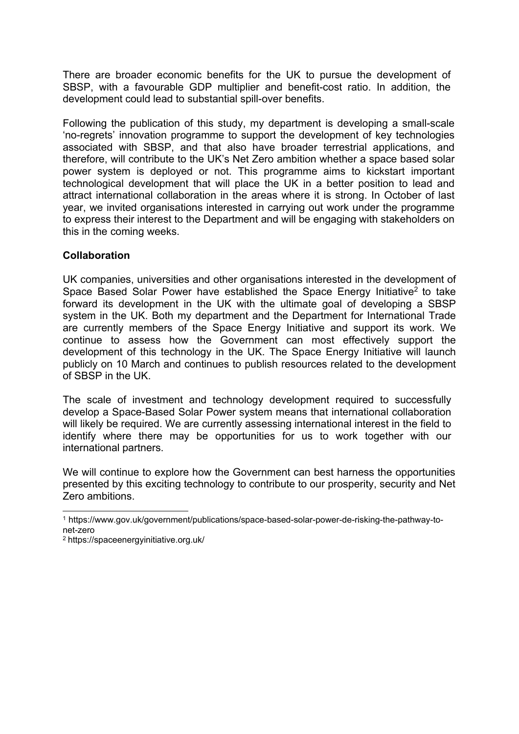There are broader economic benefits for the UK to pursue the development of SBSP, with a favourable GDP multiplier and benefit-cost ratio. In addition, the development could lead to substantial spill-over benefits.

Following the publication of this study, my department is developing a small-scale 'no-regrets' innovation programme to support the development of key technologies associated with SBSP, and that also have broader terrestrial applications, and therefore, will contribute to the UK's Net Zero ambition whether a space based solar power system is deployed or not. This programme aims to kickstart important technological development that will place the UK in a better position to lead and attract international collaboration in the areas where it is strong. In October of last year, we invited organisations interested in carrying out work under the programme to express their interest to the Department and will be engaging with stakeholders on this in the coming weeks.

**Collaboration**

UK companies, universities and other organisations interested in the development of Space Based Solar Power have established the Space Energy Initiative[2] to take forward its development in the UK with the ultimate goal of developing a SBSP system in the UK. Both my department and the Department for International Trade are currently members of the Space Energy Initiative and support its work. We continue to assess how the Government can most effectively support the development of this technology in the UK. The Space Energy Initiative will launch publicly on 10 March and continues to publish resources related to the development of SBSP in the UK.

The scale of investment and technology development required to successfully develop a Space-Based Solar Power system means that international collaboration will likely be required. We are currently assessing international interest in the field to identify where there may be opportunities for us to work together with our international partners.

We will continue to explore how the Government can best harness the opportunities presented by this exciting technology to contribute to our prosperity, security and Net Zero ambitions.

---

[1] https://www.gov.uk/government/publications/space-based-solar-power-de-risking-the-pathway-to-net-zero

[2] https://spaceenergyinitiative.org.uk/